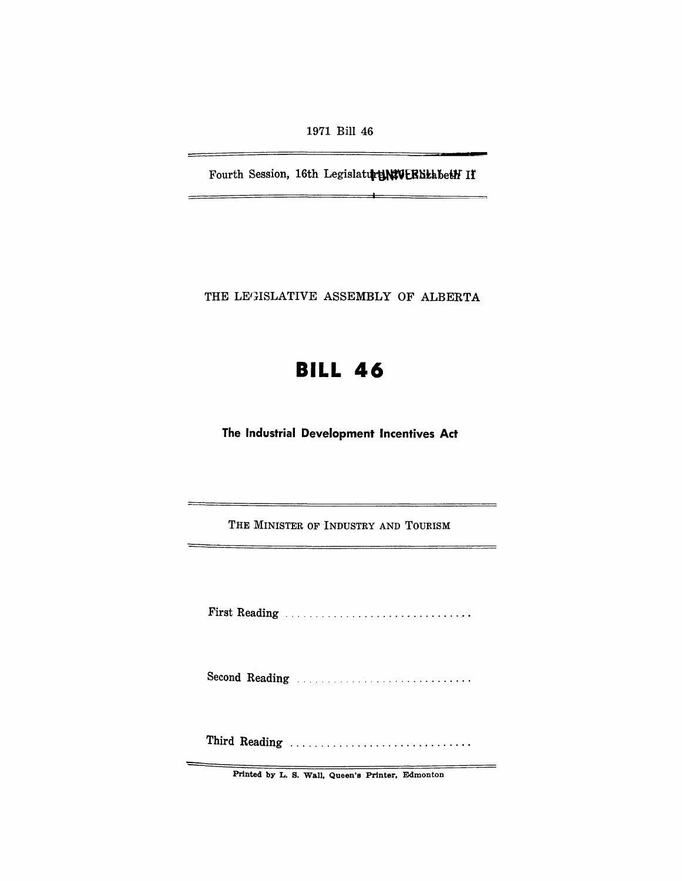1971 Bill 46

Fourth Session, 16th Legislature, 20 Elizabeth II

THE LEGISLATIVE ASSEMBLY OF ALBERTA

# BILL 46

## The Industrial Development Incentives Act

THE MINISTER OF INDUSTRY AND TOURISM

First Reading ..............................

Second Reading ..............................

Third Reading ..............................

Printed by L. S. Wall, Queen's Printer, Edmonton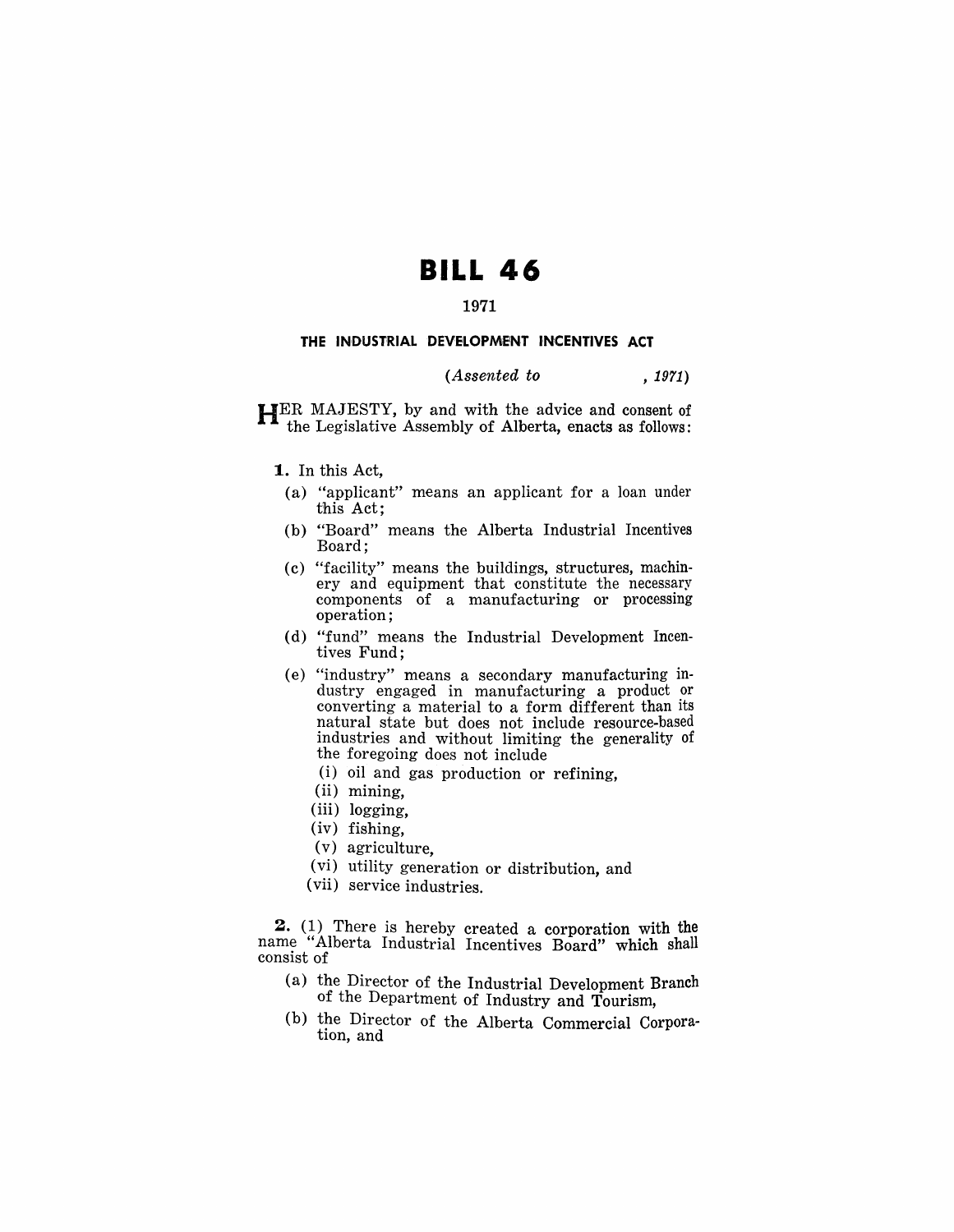# BILL 46

1971

### THE INDUSTRIAL DEVELOPMENT INCENTIVES ACT

*(Assented to , 1971)*

HER MAJESTY, by and with the advice and consent of the Legislative Assembly of Alberta, enacts as follows:

**1.** In this Act,

(a) "applicant" means an applicant for a loan under this Act;

(b) "Board" means the Alberta Industrial Incentives Board;

(c) "facility" means the buildings, structures, machinery and equipment that constitute the necessary components of a manufacturing or processing operation;

(d) "fund" means the Industrial Development Incentives Fund;

(e) "industry" means a secondary manufacturing industry engaged in manufacturing a product or converting a material to a form different than its natural state but does not include resource-based industries and without limiting the generality of the foregoing does not include

- (i) oil and gas production or refining,
- (ii) mining,
- (iii) logging,
- (iv) fishing,
- (v) agriculture,
- (vi) utility generation or distribution, and
- (vii) service industries.

**2.** (1) There is hereby created a corporation with the name "Alberta Industrial Incentives Board" which shall consist of

(a) the Director of the Industrial Development Branch of the Department of Industry and Tourism,

(b) the Director of the Alberta Commercial Corporation, and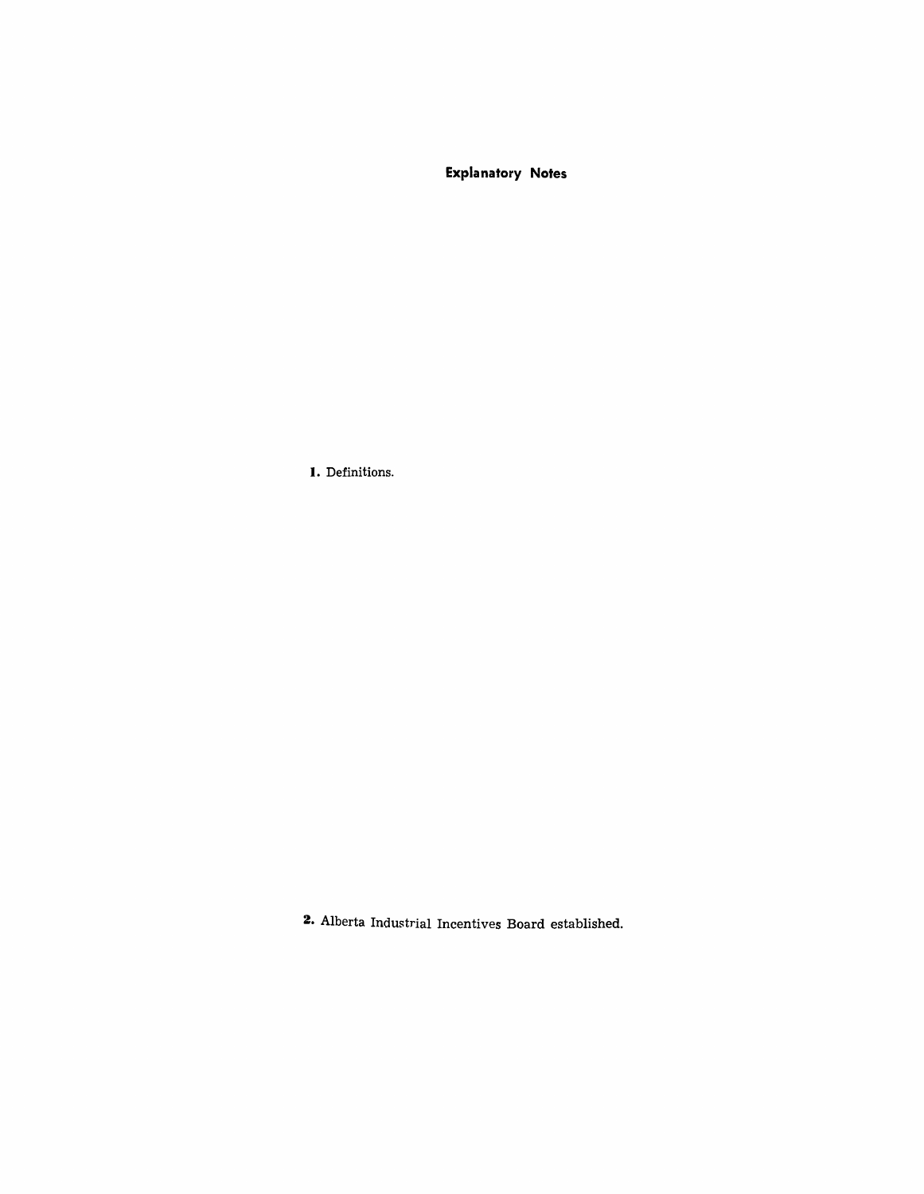## Explanatory Notes

**1.** Definitions.

**2.** Alberta Industrial Incentives Board established.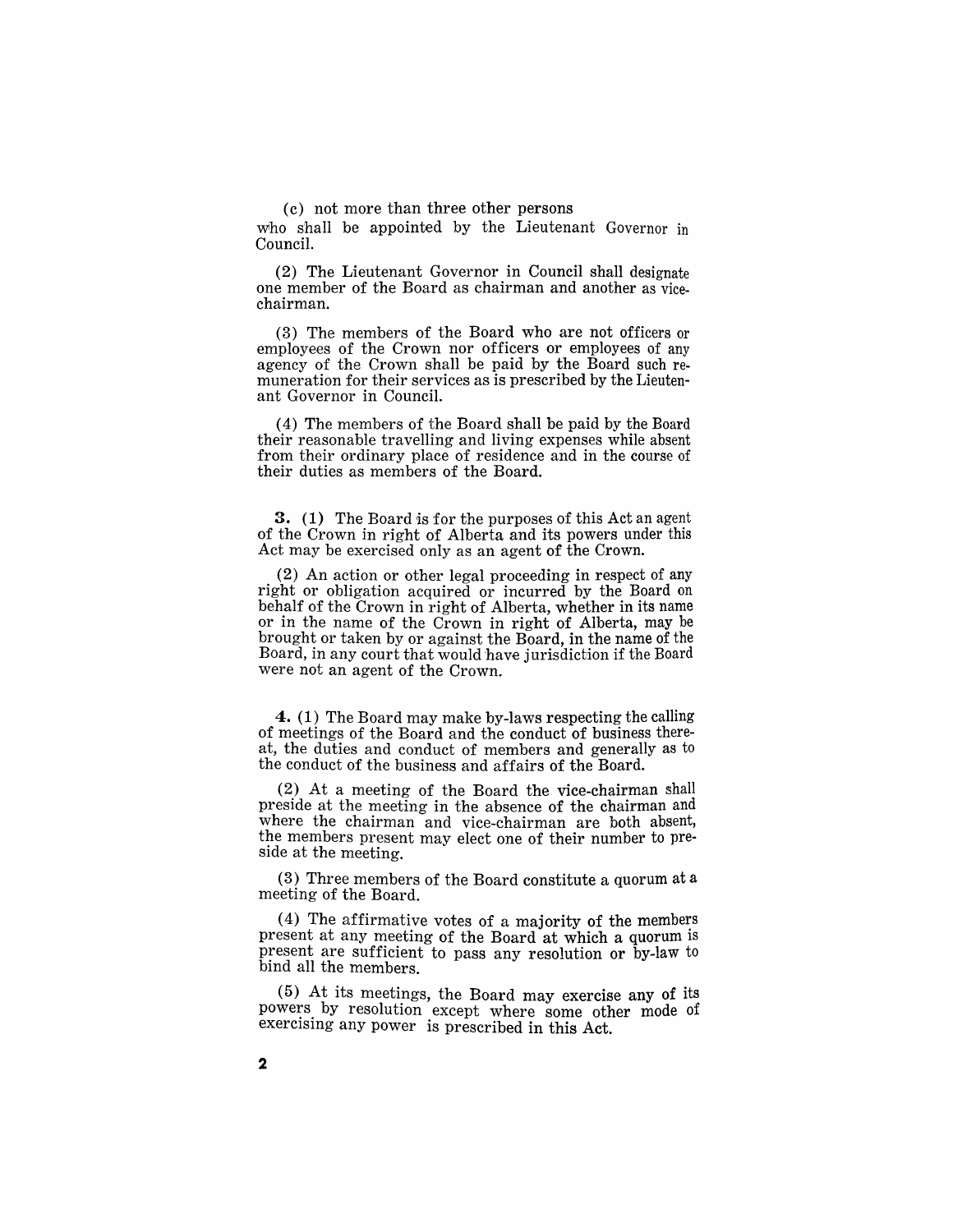(c) not more than three other persons

who shall be appointed by the Lieutenant Governor in Council.

(2) The Lieutenant Governor in Council shall designate one member of the Board as chairman and another as vice-chairman.

(3) The members of the Board who are not officers or employees of the Crown nor officers or employees of any agency of the Crown shall be paid by the Board such remuneration for their services as is prescribed by the Lieutenant Governor in Council.

(4) The members of the Board shall be paid by the Board their reasonable travelling and living expenses while absent from their ordinary place of residence and in the course of their duties as members of the Board.

**3.** (1) The Board is for the purposes of this Act an agent of the Crown in right of Alberta and its powers under this Act may be exercised only as an agent of the Crown.

(2) An action or other legal proceeding in respect of any right or obligation acquired or incurred by the Board on behalf of the Crown in right of Alberta, whether in its name or in the name of the Crown in right of Alberta, may be brought or taken by or against the Board, in the name of the Board, in any court that would have jurisdiction if the Board were not an agent of the Crown.

**4.** (1) The Board may make by-laws respecting the calling of meetings of the Board and the conduct of business thereat, the duties and conduct of members and generally as to the conduct of the business and affairs of the Board.

(2) At a meeting of the Board the vice-chairman shall preside at the meeting in the absence of the chairman and where the chairman and vice-chairman are both absent, the members present may elect one of their number to preside at the meeting.

(3) Three members of the Board constitute a quorum at a meeting of the Board.

(4) The affirmative votes of a majority of the members present at any meeting of the Board at which a quorum is present are sufficient to pass any resolution or by-law to bind all the members.

(5) At its meetings, the Board may exercise any of its powers by resolution except where some other mode of exercising any power is prescribed in this Act.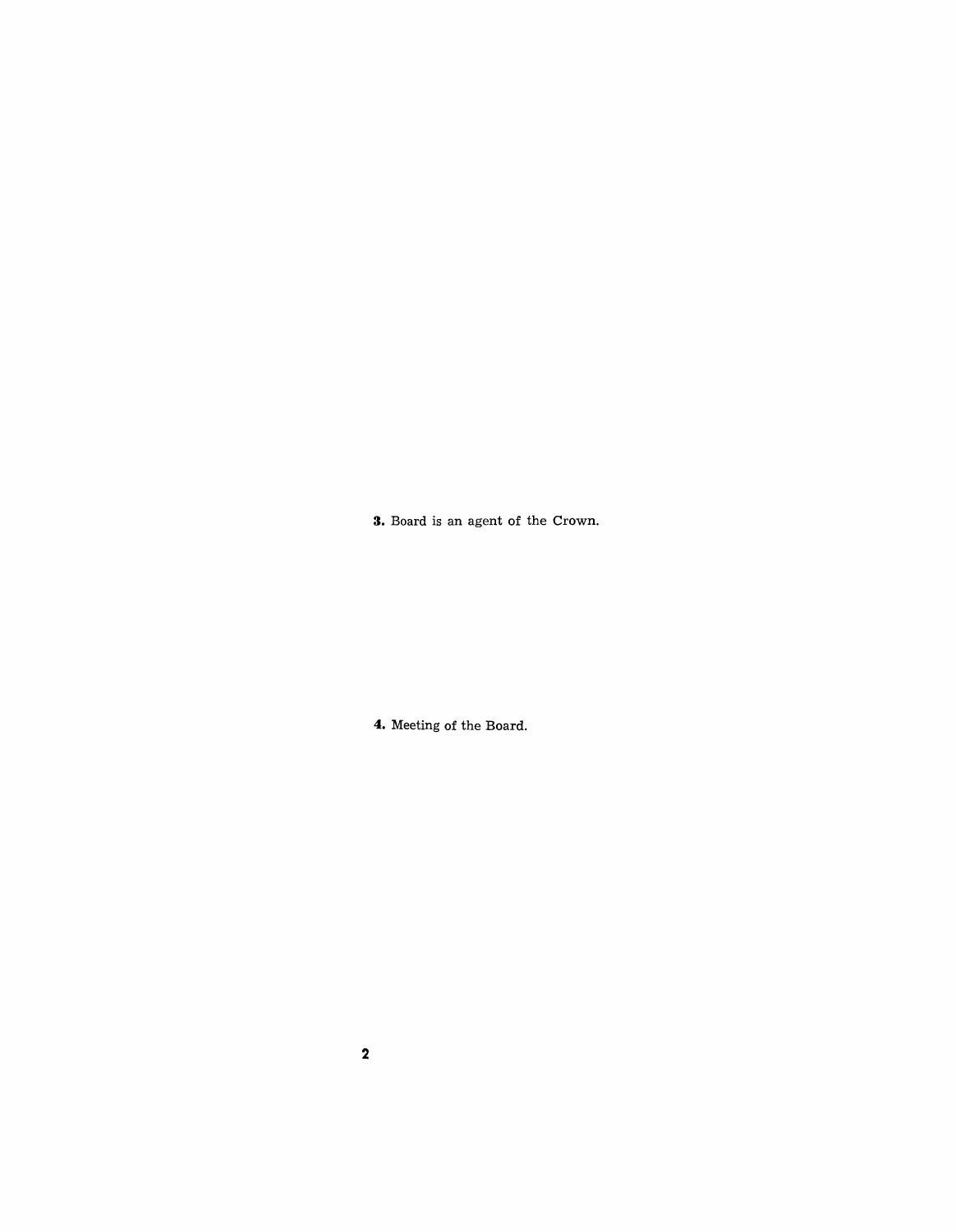**3.** Board is an agent of the Crown.

**4.** Meeting of the Board.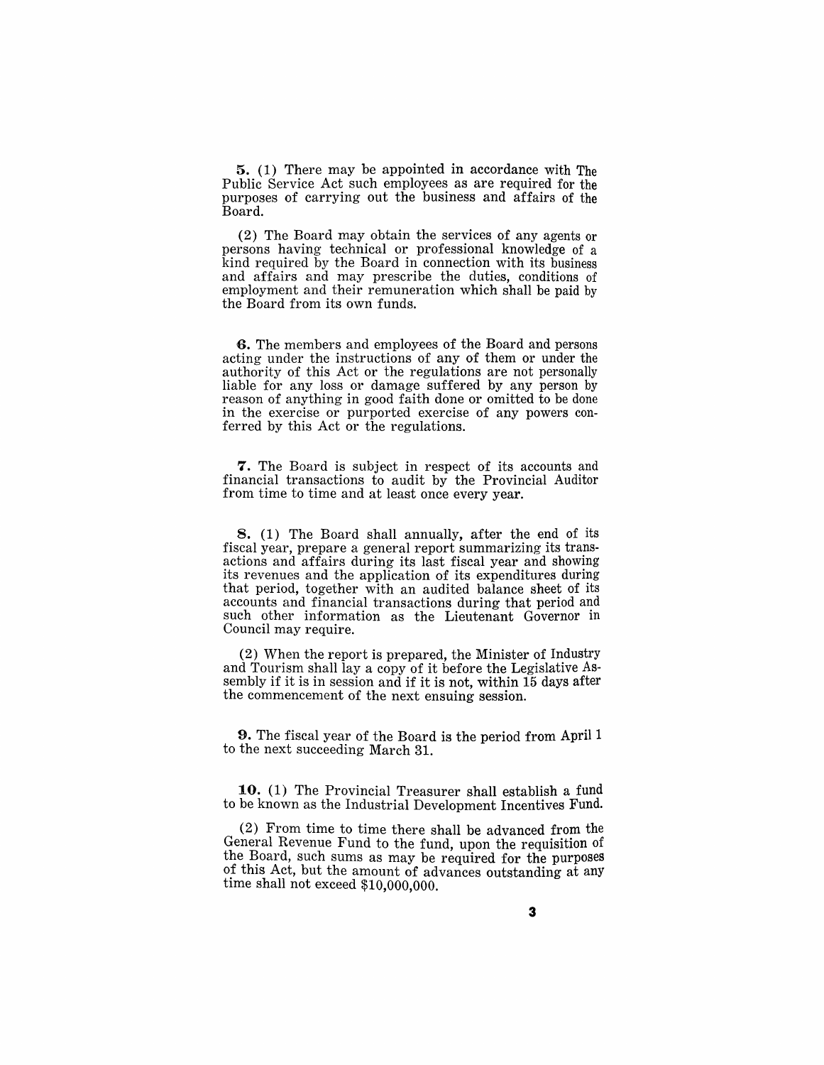**5.** (1) There may be appointed in accordance with The Public Service Act such employees as are required for the purposes of carrying out the business and affairs of the Board.

(2) The Board may obtain the services of any agents or persons having technical or professional knowledge of a kind required by the Board in connection with its business and affairs and may prescribe the duties, conditions of employment and their remuneration which shall be paid by the Board from its own funds.

**6.** The members and employees of the Board and persons acting under the instructions of any of them or under the authority of this Act or the regulations are not personally liable for any loss or damage suffered by any person by reason of anything in good faith done or omitted to be done in the exercise or purported exercise of any powers conferred by this Act or the regulations.

**7.** The Board is subject in respect of its accounts and financial transactions to audit by the Provincial Auditor from time to time and at least once every year.

**8.** (1) The Board shall annually, after the end of its fiscal year, prepare a general report summarizing its transactions and affairs during its last fiscal year and showing its revenues and the application of its expenditures during that period, together with an audited balance sheet of its accounts and financial transactions during that period and such other information as the Lieutenant Governor in Council may require.

(2) When the report is prepared, the Minister of Industry and Tourism shall lay a copy of it before the Legislative Assembly if it is in session and if it is not, within 15 days after the commencement of the next ensuing session.

**9.** The fiscal year of the Board is the period from April 1 to the next succeeding March 31.

**10.** (1) The Provincial Treasurer shall establish a fund to be known as the Industrial Development Incentives Fund.

(2) From time to time there shall be advanced from the General Revenue Fund to the fund, upon the requisition of the Board, such sums as may be required for the purposes of this Act, but the amount of advances outstanding at any time shall not exceed $10,000,000.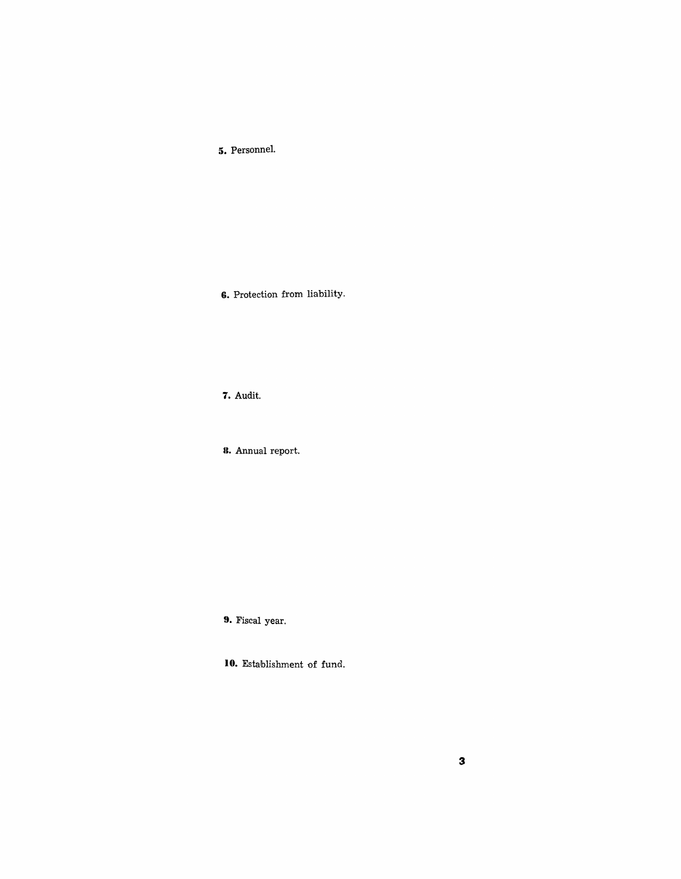**5.** Personnel.

**6.** Protection from liability.

**7.** Audit.

**8.** Annual report.

**9.** Fiscal year.

**10.** Establishment of fund.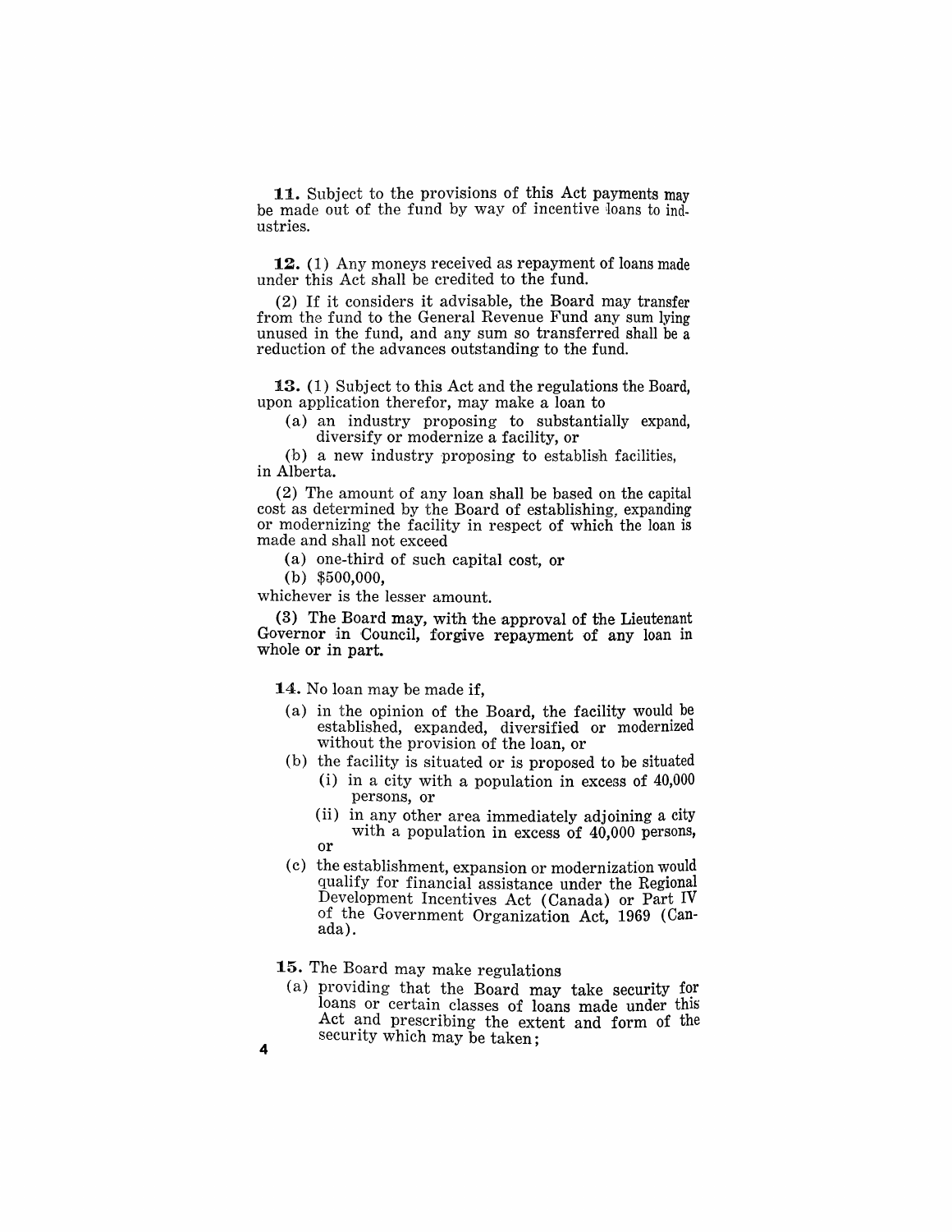**11.** Subject to the provisions of this Act payments may be made out of the fund by way of incentive loans to industries.

**12.** (1) Any moneys received as repayment of loans made under this Act shall be credited to the fund.

(2) If it considers it advisable, the Board may transfer from the fund to the General Revenue Fund any sum lying unused in the fund, and any sum so transferred shall be a reduction of the advances outstanding to the fund.

**13.** (1) Subject to this Act and the regulations the Board, upon application therefor, may make a loan to

(a) an industry proposing to substantially expand, diversify or modernize a facility, or

(b) a new industry proposing to establish facilities,

in Alberta.

(2) The amount of any loan shall be based on the capital cost as determined by the Board of establishing, expanding or modernizing the facility in respect of which the loan is made and shall not exceed

(a) one-third of such capital cost, or

(b) $500,000,

whichever is the lesser amount.

(3) The Board may, with the approval of the Lieutenant Governor in Council, forgive repayment of any loan in whole or in part.

**14.** No loan may be made if,

(a) in the opinion of the Board, the facility would be established, expanded, diversified or modernized without the provision of the loan, or

(b) the facility is situated or is proposed to be situated

(i) in a city with a population in excess of 40,000 persons, or

(ii) in any other area immediately adjoining a city with a population in excess of 40,000 persons,

or

(c) the establishment, expansion or modernization would qualify for financial assistance under the Regional Development Incentives Act (Canada) or Part IV of the Government Organization Act, 1969 (Canada).

**15.** The Board may make regulations

(a) providing that the Board may take security for loans or certain classes of loans made under this Act and prescribing the extent and form of the security which may be taken;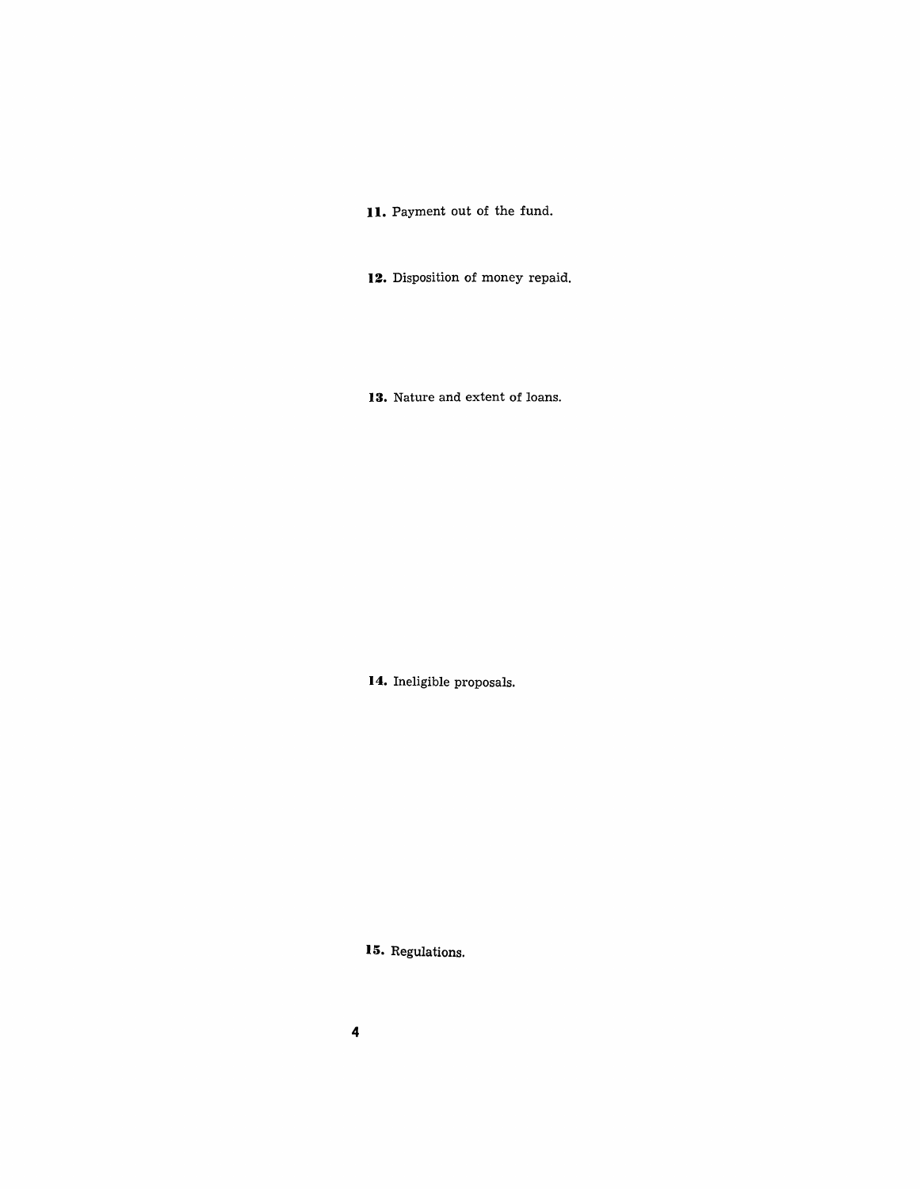**11.** Payment out of the fund.

**12.** Disposition of money repaid.

**13.** Nature and extent of loans.

**14.** Ineligible proposals.

**15.** Regulations.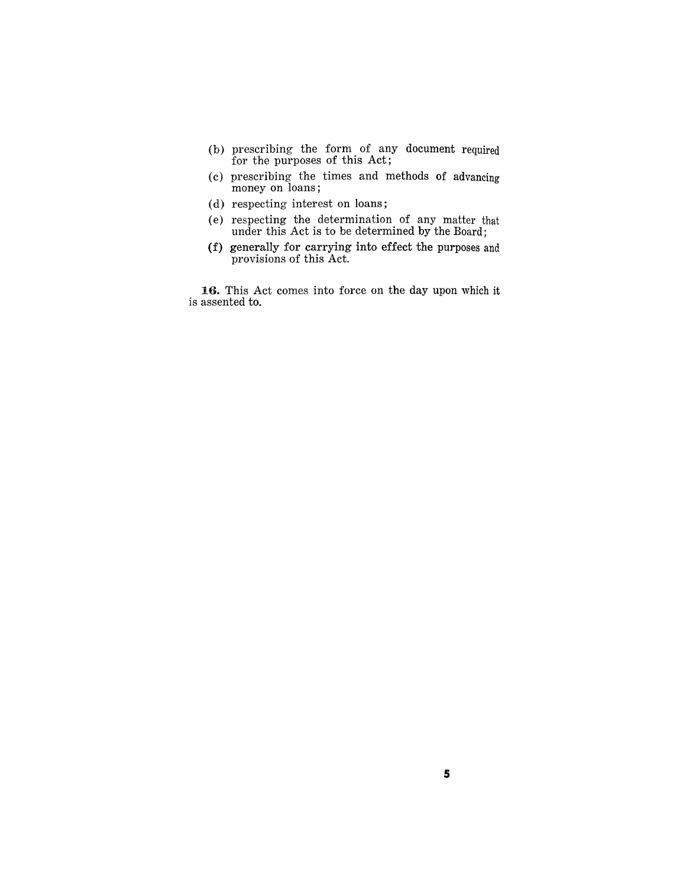(b) prescribing the form of any document required for the purposes of this Act;

(c) prescribing the times and methods of advancing money on loans;

(d) respecting interest on loans;

(e) respecting the determination of any matter that under this Act is to be determined by the Board;

(f) generally for carrying into effect the purposes and provisions of this Act.

**16.** This Act comes into force on the day upon which it is assented to.